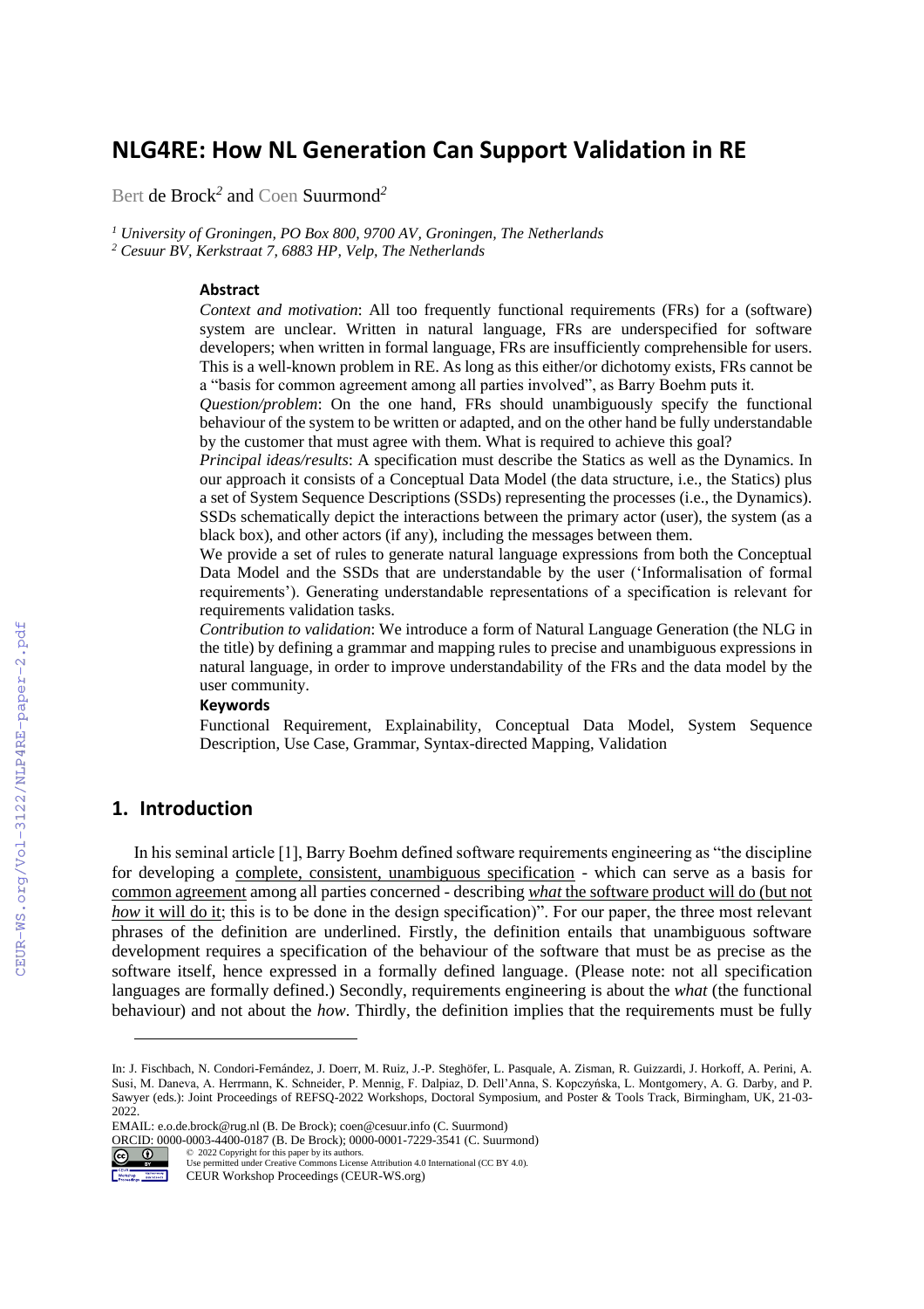# NLG4RE: How NL Generation Can Support Validation in RE

Bert de Brock[2] and Coen Suurmond[2]

[1] University of Groningen, PO Box 800, 9700 AV, Groningen, The Netherlands
[2] Cesuur BV, Kerkstraat 7, 6883 HP, Velp, The Netherlands

### Abstract

*Context and motivation*: All too frequently functional requirements (FRs) for a (software) system are unclear. Written in natural language, FRs are underspecified for software developers; when written in formal language, FRs are insufficiently comprehensible for users. This is a well-known problem in RE. As long as this either/or dichotomy exists, FRs cannot be a "basis for common agreement among all parties involved", as Barry Boehm puts it.

*Question/problem*: On the one hand, FRs should unambiguously specify the functional behaviour of the system to be written or adapted, and on the other hand be fully understandable by the customer that must agree with them. What is required to achieve this goal?

*Principal ideas/results*: A specification must describe the Statics as well as the Dynamics. In our approach it consists of a Conceptual Data Model (the data structure, i.e., the Statics) plus a set of System Sequence Descriptions (SSDs) representing the processes (i.e., the Dynamics). SSDs schematically depict the interactions between the primary actor (user), the system (as a black box), and other actors (if any), including the messages between them.

We provide a set of rules to generate natural language expressions from both the Conceptual Data Model and the SSDs that are understandable by the user ('Informalisation of formal requirements'). Generating understandable representations of a specification is relevant for requirements validation tasks.

*Contribution to validation*: We introduce a form of Natural Language Generation (the NLG in the title) by defining a grammar and mapping rules to precise and unambiguous expressions in natural language, in order to improve understandability of the FRs and the data model by the user community.

### Keywords

Functional Requirement, Explainability, Conceptual Data Model, System Sequence Description, Use Case, Grammar, Syntax-directed Mapping, Validation

## 1. Introduction

In his seminal article [1], Barry Boehm defined software requirements engineering as "the discipline for developing a complete, consistent, unambiguous specification - which can serve as a basis for common agreement among all parties concerned - describing *what* the software product will do (but not *how* it will do it; this is to be done in the design specification)". For our paper, the three most relevant phrases of the definition are underlined. Firstly, the definition entails that unambiguous software development requires a specification of the behaviour of the software that must be as precise as the software itself, hence expressed in a formally defined language. (Please note: not all specification languages are formally defined.) Secondly, requirements engineering is about the *what* (the functional behaviour) and not about the *how*. Thirdly, the definition implies that the requirements must be fully

---

In: J. Fischbach, N. Condori-Fernández, J. Doerr, M. Ruiz, J.-P. Steghöfer, L. Pasquale, A. Zisman, R. Guizzardi, J. Horkoff, A. Perini, A. Susi, M. Daneva, A. Herrmann, K. Schneider, P. Mennig, F. Dalpiaz, D. Dell'Anna, S. Kopczyńska, L. Montgomery, A. G. Darby, and P. Sawyer (eds.): Joint Proceedings of REFSQ-2022 Workshops, Doctoral Symposium, and Poster & Tools Track, Birmingham, UK, 21-03-2022.

EMAIL: e.o.de.brock@rug.nl (B. De Brock); coen@cesuur.info (C. Suurmond)
ORCID: 0000-0003-4400-0187 (B. De Brock); 0000-0001-7229-3541 (C. Suurmond)

© 2022 Copyright for this paper by its authors.
Use permitted under Creative Commons License Attribution 4.0 International (CC BY 4.0).
CEUR Workshop Proceedings (CEUR-WS.org)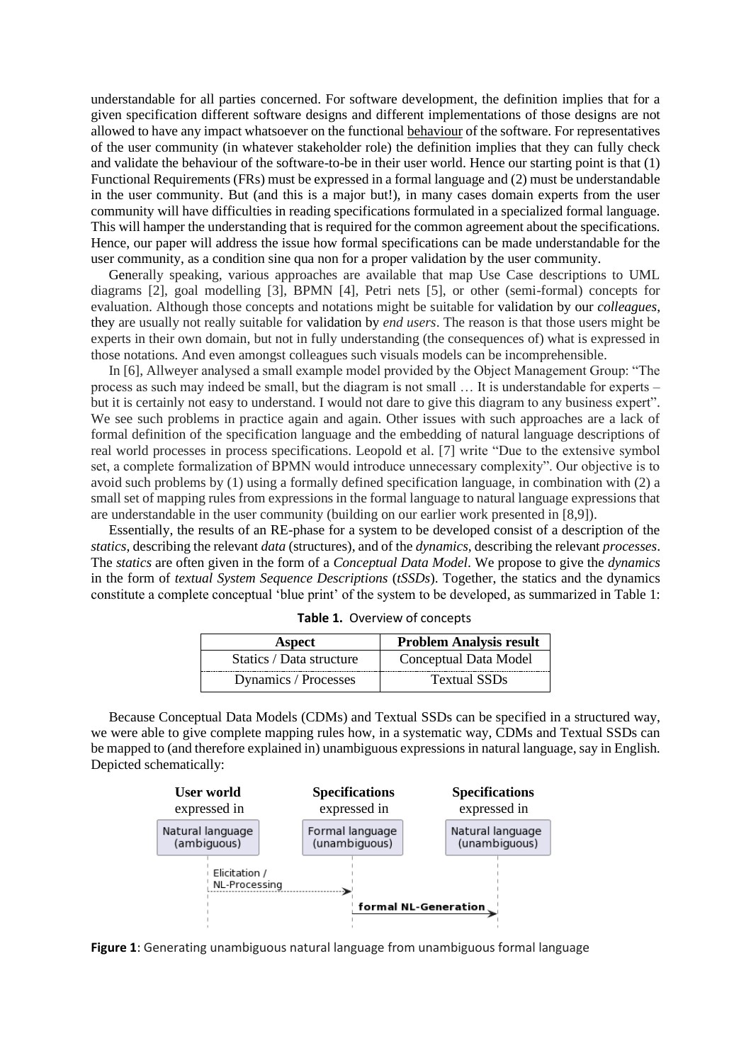understandable for all parties concerned. For software development, the definition implies that for a given specification different software designs and different implementations of those designs are not allowed to have any impact whatsoever on the functional behaviour of the software. For representatives of the user community (in whatever stakeholder role) the definition implies that they can fully check and validate the behaviour of the software-to-be in their user world. Hence our starting point is that (1) Functional Requirements (FRs) must be expressed in a formal language and (2) must be understandable in the user community. But (and this is a major but!), in many cases domain experts from the user community will have difficulties in reading specifications formulated in a specialized formal language. This will hamper the understanding that is required for the common agreement about the specifications. Hence, our paper will address the issue how formal specifications can be made understandable for the user community, as a condition sine qua non for a proper validation by the user community.

Generally speaking, various approaches are available that map Use Case descriptions to UML diagrams [2], goal modelling [3], BPMN [4], Petri nets [5], or other (semi-formal) concepts for evaluation. Although those concepts and notations might be suitable for validation by our *colleagues*, they are usually not really suitable for validation by *end users*. The reason is that those users might be experts in their own domain, but not in fully understanding (the consequences of) what is expressed in those notations. And even amongst colleagues such visuals models can be incomprehensible.

In [6], Allweyer analysed a small example model provided by the Object Management Group: "The process as such may indeed be small, but the diagram is not small … It is understandable for experts – but it is certainly not easy to understand. I would not dare to give this diagram to any business expert". We see such problems in practice again and again. Other issues with such approaches are a lack of formal definition of the specification language and the embedding of natural language descriptions of real world processes in process specifications. Leopold et al. [7] write "Due to the extensive symbol set, a complete formalization of BPMN would introduce unnecessary complexity". Our objective is to avoid such problems by (1) using a formally defined specification language, in combination with (2) a small set of mapping rules from expressions in the formal language to natural language expressions that are understandable in the user community (building on our earlier work presented in [8,9]).

Essentially, the results of an RE-phase for a system to be developed consist of a description of the *statics*, describing the relevant *data* (structures), and of the *dynamics*, describing the relevant *processes*. The *statics* are often given in the form of a *Conceptual Data Model*. We propose to give the *dynamics* in the form of *textual System Sequence Descriptions* (*tSSDs*). Together, the statics and the dynamics constitute a complete conceptual 'blue print' of the system to be developed, as summarized in Table 1:

**Table 1.** Overview of concepts

| Aspect | Problem Analysis result |
| --- | --- |
| Statics / Data structure | Conceptual Data Model |
| Dynamics / Processes | Textual SSDs |

Because Conceptual Data Models (CDMs) and Textual SSDs can be specified in a structured way, we were able to give complete mapping rules how, in a systematic way, CDMs and Textual SSDs can be mapped to (and therefore explained in) unambiguous expressions in natural language, say in English. Depicted schematically:

| **User world** expressed in | **Specifications** expressed in | **Specifications** expressed in |
| --- | --- | --- |
| Natural language (ambiguous) | Formal language (unambiguous) | Natural language (unambiguous) |

Elicitation / NL-Processing → (from User world to Formal language)

**formal NL-Generation** → (from Formal language to Natural language (unambiguous))

**Figure 1**: Generating unambiguous natural language from unambiguous formal language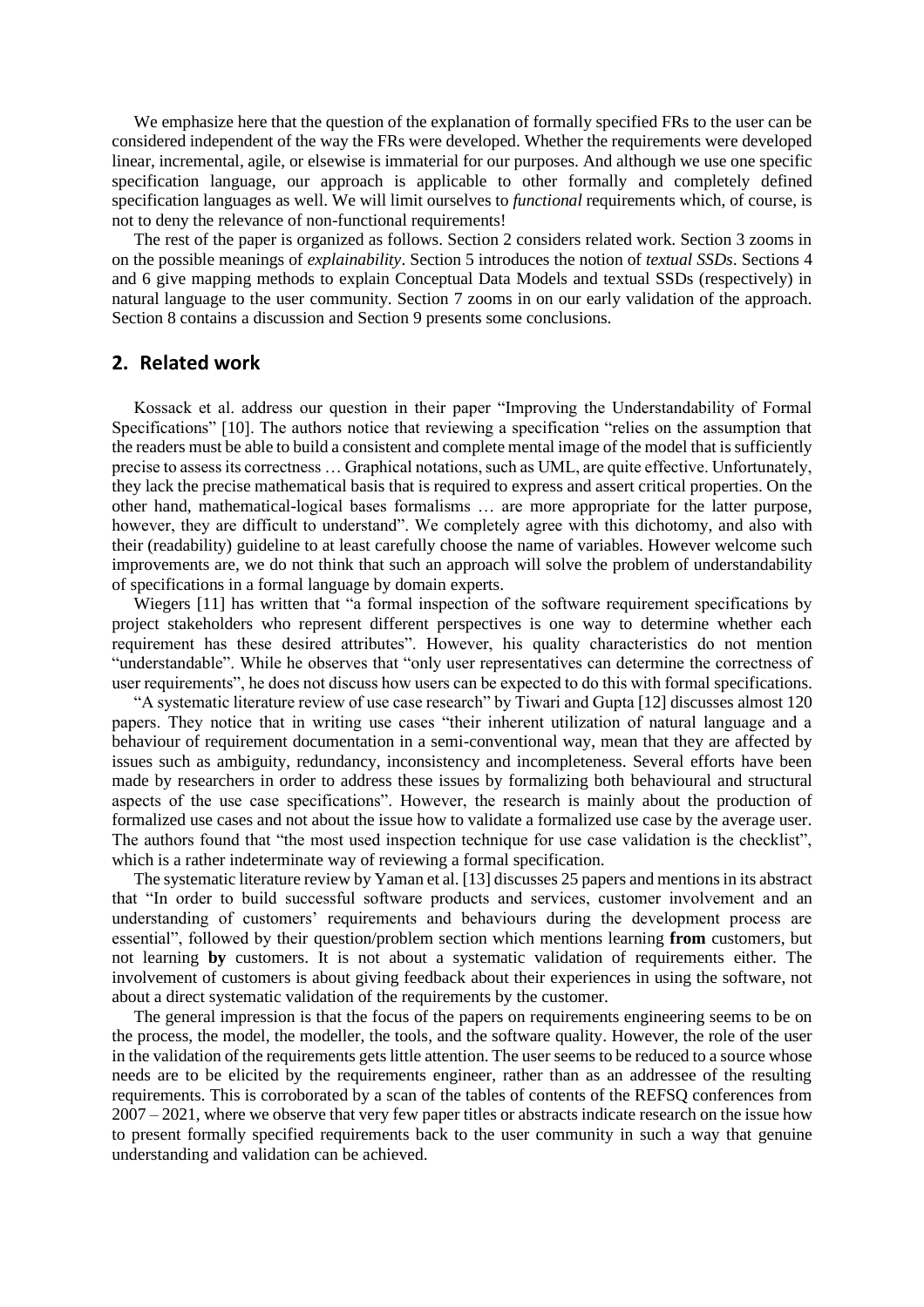We emphasize here that the question of the explanation of formally specified FRs to the user can be considered independent of the way the FRs were developed. Whether the requirements were developed linear, incremental, agile, or elsewise is immaterial for our purposes. And although we use one specific specification language, our approach is applicable to other formally and completely defined specification languages as well. We will limit ourselves to *functional* requirements which, of course, is not to deny the relevance of non-functional requirements!

The rest of the paper is organized as follows. Section 2 considers related work. Section 3 zooms in on the possible meanings of *explainability*. Section 5 introduces the notion of *textual SSDs*. Sections 4 and 6 give mapping methods to explain Conceptual Data Models and textual SSDs (respectively) in natural language to the user community. Section 7 zooms in on our early validation of the approach. Section 8 contains a discussion and Section 9 presents some conclusions.

## 2. Related work

Kossack et al. address our question in their paper "Improving the Understandability of Formal Specifications" [10]. The authors notice that reviewing a specification "relies on the assumption that the readers must be able to build a consistent and complete mental image of the model that is sufficiently precise to assess its correctness … Graphical notations, such as UML, are quite effective. Unfortunately, they lack the precise mathematical basis that is required to express and assert critical properties. On the other hand, mathematical-logical bases formalisms … are more appropriate for the latter purpose, however, they are difficult to understand". We completely agree with this dichotomy, and also with their (readability) guideline to at least carefully choose the name of variables. However welcome such improvements are, we do not think that such an approach will solve the problem of understandability of specifications in a formal language by domain experts.

Wiegers [11] has written that "a formal inspection of the software requirement specifications by project stakeholders who represent different perspectives is one way to determine whether each requirement has these desired attributes". However, his quality characteristics do not mention "understandable". While he observes that "only user representatives can determine the correctness of user requirements", he does not discuss how users can be expected to do this with formal specifications.

"A systematic literature review of use case research" by Tiwari and Gupta [12] discusses almost 120 papers. They notice that in writing use cases "their inherent utilization of natural language and a behaviour of requirement documentation in a semi-conventional way, mean that they are affected by issues such as ambiguity, redundancy, inconsistency and incompleteness. Several efforts have been made by researchers in order to address these issues by formalizing both behavioural and structural aspects of the use case specifications". However, the research is mainly about the production of formalized use cases and not about the issue how to validate a formalized use case by the average user. The authors found that "the most used inspection technique for use case validation is the checklist", which is a rather indeterminate way of reviewing a formal specification.

The systematic literature review by Yaman et al. [13] discusses 25 papers and mentions in its abstract that "In order to build successful software products and services, customer involvement and an understanding of customers' requirements and behaviours during the development process are essential", followed by their question/problem section which mentions learning **from** customers, but not learning **by** customers. It is not about a systematic validation of requirements either. The involvement of customers is about giving feedback about their experiences in using the software, not about a direct systematic validation of the requirements by the customer.

The general impression is that the focus of the papers on requirements engineering seems to be on the process, the model, the modeller, the tools, and the software quality. However, the role of the user in the validation of the requirements gets little attention. The user seems to be reduced to a source whose needs are to be elicited by the requirements engineer, rather than as an addressee of the resulting requirements. This is corroborated by a scan of the tables of contents of the REFSQ conferences from 2007 – 2021, where we observe that very few paper titles or abstracts indicate research on the issue how to present formally specified requirements back to the user community in such a way that genuine understanding and validation can be achieved.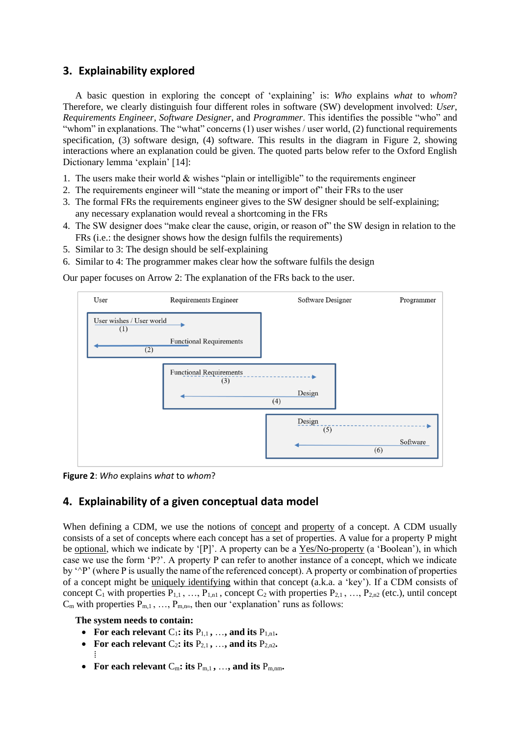## 3. Explainability explored

A basic question in exploring the concept of 'explaining' is: *Who* explains *what* to *whom*? Therefore, we clearly distinguish four different roles in software (SW) development involved: *User*, *Requirements Engineer*, *Software Designer*, and *Programmer*. This identifies the possible "who" and "whom" in explanations. The "what" concerns (1) user wishes / user world, (2) functional requirements specification, (3) software design, (4) software. This results in the diagram in Figure 2, showing interactions where an explanation could be given. The quoted parts below refer to the Oxford English Dictionary lemma 'explain' [14]:

1. The users make their world & wishes "plain or intelligible" to the requirements engineer
2. The requirements engineer will "state the meaning or import of" their FRs to the user
3. The formal FRs the requirements engineer gives to the SW designer should be self-explaining; any necessary explanation would reveal a shortcoming in the FRs
4. The SW designer does "make clear the cause, origin, or reason of" the SW design in relation to the FRs (i.e.: the designer shows how the design fulfils the requirements)
5. Similar to 3: The design should be self-explaining
6. Similar to 4: The programmer makes clear how the software fulfils the design

Our paper focuses on Arrow 2: The explanation of the FRs back to the user.

User | Requirements Engineer | Software Designer | Programmer

User wishes / User world (1) → ; ← Functional Requirements (2)

Functional Requirements (3) ⇢ ; ← Design (4)

Design (5) ⇢ ; ← Software (6)

**Figure 2**: *Who* explains *what* to *whom*?

## 4. Explainability of a given conceptual data model

When defining a CDM, we use the notions of concept and property of a concept. A CDM usually consists of a set of concepts where each concept has a set of properties. A value for a property P might be optional, which we indicate by '[P]'. A property can be a Yes/No-property (a 'Boolean'), in which case we use the form 'P?'. A property P can refer to another instance of a concept, which we indicate by '^P' (where P is usually the name of the referenced concept). A property or combination of properties of a concept might be uniquely identifying within that concept (a.k.a. a 'key'). If a CDM consists of concept $C_1$ with properties $P_{1,1}$, …, $P_{1,n1}$, concept $C_2$ with properties $P_{2,1}$, …, $P_{2,n2}$ (etc.), until concept $C_m$ with properties $P_{m,1}$, …, $P_{m,nm}$, then our 'explanation' runs as follows:

**The system needs to contain:**

- **For each relevant** $C_1$**: its** $P_{1,1}$**, …, and its** $P_{1,n1}$**.**
- **For each relevant** $C_2$**: its** $P_{2,1}$**, …, and its** $P_{2,n2}$**.**

⋮

- **For each relevant** $C_m$**: its** $P_{m,1}$**, …, and its** $P_{m,nm}$**.**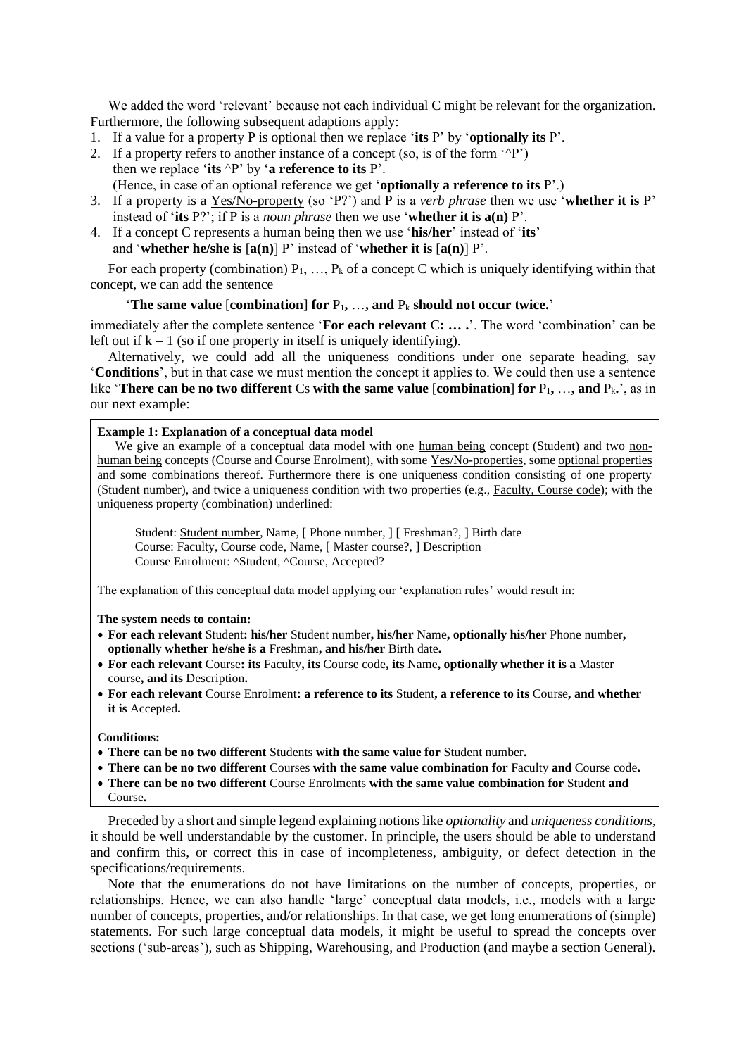We added the word 'relevant' because not each individual C might be relevant for the organization. Furthermore, the following subsequent adaptions apply:

1. If a value for a property P is optional then we replace '**its** P' by '**optionally its** P'.
2. If a property refers to another instance of a concept (so, is of the form '^P') then we replace '**its** ^P' by '**a reference to its** P'.
   (Hence, in case of an optional reference we get '**optionally a reference to its** P'.)
3. If a property is a Yes/No-property (so 'P?') and P is a *verb phrase* then we use '**whether it is** P' instead of '**its** P?'; if P is a *noun phrase* then we use '**whether it is a(n)** P'.
4. If a concept C represents a human being then we use '**his/her**' instead of '**its**' and '**whether he/she is** [**a(n)**] P' instead of '**whether it is** [**a(n)**] P'.

For each property (combination) $P_1, \ldots, P_k$ of a concept C which is uniquely identifying within that concept, we can add the sentence

'**The same value** [**combination**] **for** $P_1$**,** …**, and** $P_k$ **should not occur twice.**'

immediately after the complete sentence '**For each relevant** C**: … .**'. The word 'combination' can be left out if $k = 1$ (so if one property in itself is uniquely identifying).

Alternatively, we could add all the uniqueness conditions under one separate heading, say '**Conditions**', but in that case we must mention the concept it applies to. We could then use a sentence like '**There can be no two different** Cs **with the same value** [**combination**] **for** $P_1$**,** …**, and** $P_k$**.**', as in our next example:

**Example 1: Explanation of a conceptual data model**

We give an example of a conceptual data model with one human being concept (Student) and two non-human being concepts (Course and Course Enrolment), with some Yes/No-properties, some optional properties and some combinations thereof. Furthermore there is one uniqueness condition consisting of one property (Student number), and twice a uniqueness condition with two properties (e.g., Faculty, Course code); with the uniqueness property (combination) underlined:

Student: Student number, Name, [ Phone number, ] [ Freshman?, ] Birth date
Course: Faculty, Course code, Name, [ Master course?, ] Description
Course Enrolment: ^Student, ^Course, Accepted?

The explanation of this conceptual data model applying our 'explanation rules' would result in:

**The system needs to contain:**

- **For each relevant** Student**: his/her** Student number**, his/her** Name**, optionally his/her** Phone number**, optionally whether he/she is a** Freshman**, and his/her** Birth date**.**
- **For each relevant** Course**: its** Faculty**, its** Course code**, its** Name**, optionally whether it is a** Master course**, and its** Description**.**
- **For each relevant** Course Enrolment**: a reference to its** Student**, a reference to its** Course**, and whether it is** Accepted**.**

**Conditions:**

- **There can be no two different** Students **with the same value for** Student number**.**
- **There can be no two different** Courses **with the same value combination for** Faculty **and** Course code**.**
- **There can be no two different** Course Enrolments **with the same value combination for** Student **and** Course**.**

Preceded by a short and simple legend explaining notions like *optionality* and *uniqueness conditions*, it should be well understandable by the customer. In principle, the users should be able to understand and confirm this, or correct this in case of incompleteness, ambiguity, or defect detection in the specifications/requirements.

Note that the enumerations do not have limitations on the number of concepts, properties, or relationships. Hence, we can also handle 'large' conceptual data models, i.e., models with a large number of concepts, properties, and/or relationships. In that case, we get long enumerations of (simple) statements. For such large conceptual data models, it might be useful to spread the concepts over sections ('sub-areas'), such as Shipping, Warehousing, and Production (and maybe a section General).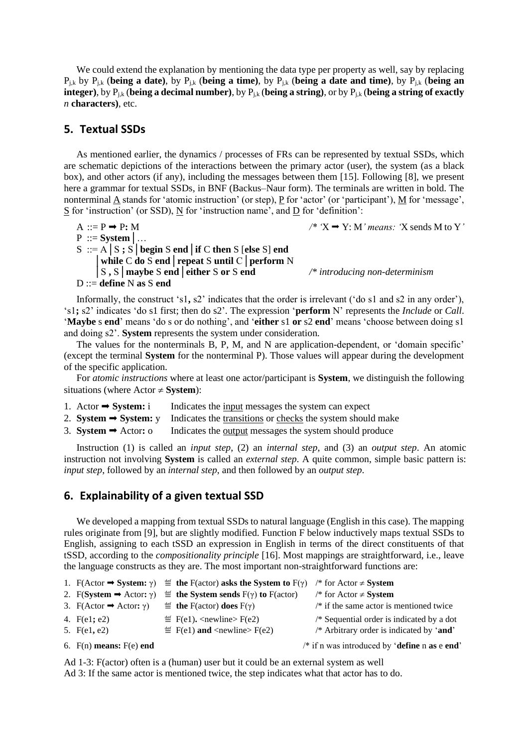We could extend the explanation by mentioning the data type per property as well, say by replacing $P_{j,k}$ by $P_{j,k}$ (**being a date)**, by $P_{j,k}$ (**being a time)**, by $P_{j,k}$ (**being a date and time)**, by $P_{j,k}$ (**being an integer)**, by $P_{j,k}$ (**being a decimal number)**, by $P_{j,k}$ (**being a string)**, or by $P_{j,k}$ (**being a string of exactly** *n* **characters)**, etc.

## 5. Textual SSDs

As mentioned earlier, the dynamics / processes of FRs can be represented by textual SSDs, which are schematic depictions of the interactions between the primary actor (user), the system (as a black box), and other actors (if any), including the messages between them [15]. Following [8], we present here a grammar for textual SSDs, in BNF (Backus–Naur form). The terminals are written in bold. The nonterminal A stands for 'atomic instruction' (or step), P for 'actor' (or 'participant'), M for 'message', S for 'instruction' (or SSD), N for 'instruction name', and D for 'definition':

```
A ::= P ➡ P: M                                                /* 'X ➡ Y: M' means: 'X sends M to Y'
P ::= System | …
S ::= A | S ; S | begin S end | if C then S [else S] end
    | while C do S end | repeat S until C | perform N
    | S , S | maybe S end | either S or S end                 /* introducing non-determinism
D ::= define N as S end
```

Informally, the construct 's1**,** s2' indicates that the order is irrelevant ('do s1 and s2 in any order'), 's1**;** s2' indicates 'do s1 first; then do s2'. The expression '**perform** N' represents the *Include* or *Call*. '**Maybe** s **end**' means 'do s or do nothing', and '**either** s1 **or** s2 **end**' means 'choose between doing s1 and doing s2'. **System** represents the system under consideration.

The values for the nonterminals B, P, M, and N are application-dependent, or 'domain specific' (except the terminal **System** for the nonterminal P). Those values will appear during the development of the specific application.

For *atomic instructions* where at least one actor/participant is **System**, we distinguish the following situations (where Actor ≠ **System**):

1. Actor ➡ **System:** i   Indicates the input messages the system can expect
2. **System** ➡ **System:** y   Indicates the transitions or checks the system should make
3. **System** ➡ Actor**:** o   Indicates the output messages the system should produce

Instruction (1) is called an *input step*, (2) an *internal step*, and (3) an *output step*. An atomic instruction not involving **System** is called an *external step*. A quite common, simple basic pattern is: *input step*, followed by an *internal step*, and then followed by an *output step*.

## 6. Explainability of a given textual SSD

We developed a mapping from textual SSDs to natural language (English in this case). The mapping rules originate from [9], but are slightly modified. Function F below inductively maps textual SSDs to English, assigning to each tSSD an expression in English in terms of the direct constituents of that tSSD, according to the *compositionality principle* [16]. Most mappings are straightforward, i.e., leave the language constructs as they are. The most important non-straightforward functions are:

1. F(Actor ➡ **System:** γ) ≝ **the** F(actor) **asks the System to** F(γ)   /* for Actor ≠ **System**
2. F(**System** ➡ Actor**:** γ) ≝ **the System sends** F(γ) **to** F(actor)   /* for Actor ≠ **System**
3. F(Actor ➡ Actor**:** γ) ≝ **the** F(actor) **does** F(γ)   /* if the same actor is mentioned twice
4. F(e1**;** e2) ≝ F(e1)**.** <newline> F(e2)   /* Sequential order is indicated by a dot
5. F(e1**,** e2) ≝ F(e1) **and** <newline> F(e2)   /* Arbitrary order is indicated by '**and**'
6. F(n) **means:** F(e) **end**   /* if n was introduced by '**define** n **as** e **end**'

Ad 1-3: F(actor) often is a (human) user but it could be an external system as well
Ad 3: If the same actor is mentioned twice, the step indicates what that actor has to do.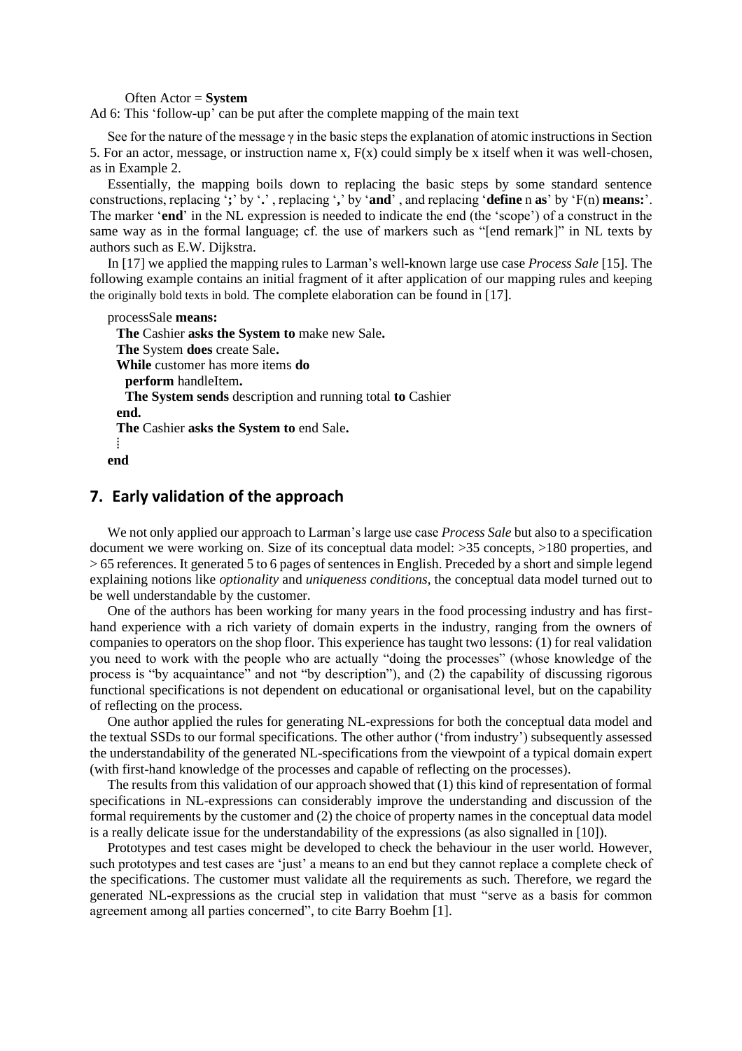Often Actor = **System**

Ad 6: This 'follow-up' can be put after the complete mapping of the main text

See for the nature of the message γ in the basic steps the explanation of atomic instructions in Section 5. For an actor, message, or instruction name x, F(x) could simply be x itself when it was well-chosen, as in Example 2.

Essentially, the mapping boils down to replacing the basic steps by some standard sentence constructions, replacing '**;**' by '**.**' , replacing '**,**' by '**and**' , and replacing '**define** n **as**' by 'F(n) **means:**'. The marker '**end**' in the NL expression is needed to indicate the end (the 'scope') of a construct in the same way as in the formal language; cf. the use of markers such as "[end remark]" in NL texts by authors such as E.W. Dijkstra.

In [17] we applied the mapping rules to Larman's well-known large use case *Process Sale* [15]. The following example contains an initial fragment of it after application of our mapping rules and keeping the originally bold texts in bold. The complete elaboration can be found in [17].

processSale **means:**
  **The** Cashier **asks the System to** make new Sale**.**
  **The** System **does** create Sale**.**
  **While** customer has more items **do**
    **perform** handleItem**.**
    **The System sends** description and running total **to** Cashier
  **end.**
  **The** Cashier **asks the System to** end Sale**.**
  ⋮
**end**

## 7. Early validation of the approach

We not only applied our approach to Larman's large use case *Process Sale* but also to a specification document we were working on. Size of its conceptual data model: >35 concepts, >180 properties, and > 65 references. It generated 5 to 6 pages of sentences in English. Preceded by a short and simple legend explaining notions like *optionality* and *uniqueness conditions*, the conceptual data model turned out to be well understandable by the customer.

One of the authors has been working for many years in the food processing industry and has first-hand experience with a rich variety of domain experts in the industry, ranging from the owners of companies to operators on the shop floor. This experience has taught two lessons: (1) for real validation you need to work with the people who are actually "doing the processes" (whose knowledge of the process is "by acquaintance" and not "by description"), and (2) the capability of discussing rigorous functional specifications is not dependent on educational or organisational level, but on the capability of reflecting on the process.

One author applied the rules for generating NL-expressions for both the conceptual data model and the textual SSDs to our formal specifications. The other author ('from industry') subsequently assessed the understandability of the generated NL-specifications from the viewpoint of a typical domain expert (with first-hand knowledge of the processes and capable of reflecting on the processes).

The results from this validation of our approach showed that (1) this kind of representation of formal specifications in NL-expressions can considerably improve the understanding and discussion of the formal requirements by the customer and (2) the choice of property names in the conceptual data model is a really delicate issue for the understandability of the expressions (as also signalled in [10]).

Prototypes and test cases might be developed to check the behaviour in the user world. However, such prototypes and test cases are 'just' a means to an end but they cannot replace a complete check of the specifications. The customer must validate all the requirements as such. Therefore, we regard the generated NL-expressions as the crucial step in validation that must "serve as a basis for common agreement among all parties concerned", to cite Barry Boehm [1].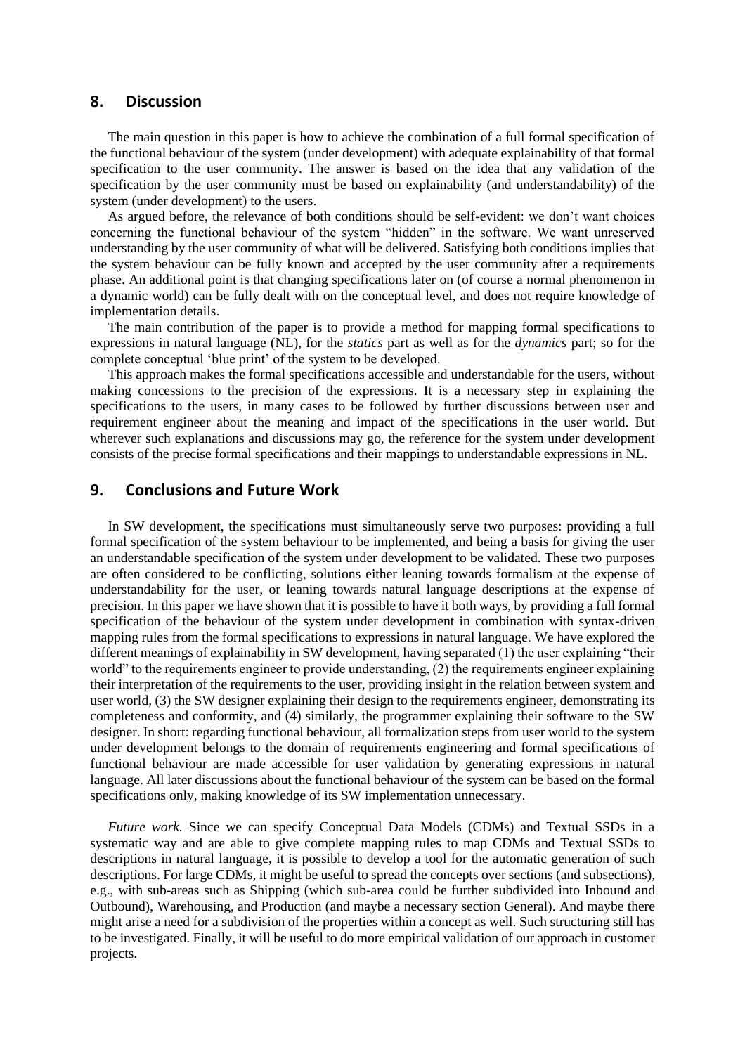## 8. Discussion

The main question in this paper is how to achieve the combination of a full formal specification of the functional behaviour of the system (under development) with adequate explainability of that formal specification to the user community. The answer is based on the idea that any validation of the specification by the user community must be based on explainability (and understandability) of the system (under development) to the users.

As argued before, the relevance of both conditions should be self-evident: we don't want choices concerning the functional behaviour of the system "hidden" in the software. We want unreserved understanding by the user community of what will be delivered. Satisfying both conditions implies that the system behaviour can be fully known and accepted by the user community after a requirements phase. An additional point is that changing specifications later on (of course a normal phenomenon in a dynamic world) can be fully dealt with on the conceptual level, and does not require knowledge of implementation details.

The main contribution of the paper is to provide a method for mapping formal specifications to expressions in natural language (NL), for the *statics* part as well as for the *dynamics* part; so for the complete conceptual 'blue print' of the system to be developed.

This approach makes the formal specifications accessible and understandable for the users, without making concessions to the precision of the expressions. It is a necessary step in explaining the specifications to the users, in many cases to be followed by further discussions between user and requirement engineer about the meaning and impact of the specifications in the user world. But wherever such explanations and discussions may go, the reference for the system under development consists of the precise formal specifications and their mappings to understandable expressions in NL.

## 9. Conclusions and Future Work

In SW development, the specifications must simultaneously serve two purposes: providing a full formal specification of the system behaviour to be implemented, and being a basis for giving the user an understandable specification of the system under development to be validated. These two purposes are often considered to be conflicting, solutions either leaning towards formalism at the expense of understandability for the user, or leaning towards natural language descriptions at the expense of precision. In this paper we have shown that it is possible to have it both ways, by providing a full formal specification of the behaviour of the system under development in combination with syntax-driven mapping rules from the formal specifications to expressions in natural language. We have explored the different meanings of explainability in SW development, having separated (1) the user explaining "their world" to the requirements engineer to provide understanding, (2) the requirements engineer explaining their interpretation of the requirements to the user, providing insight in the relation between system and user world, (3) the SW designer explaining their design to the requirements engineer, demonstrating its completeness and conformity, and (4) similarly, the programmer explaining their software to the SW designer. In short: regarding functional behaviour, all formalization steps from user world to the system under development belongs to the domain of requirements engineering and formal specifications of functional behaviour are made accessible for user validation by generating expressions in natural language. All later discussions about the functional behaviour of the system can be based on the formal specifications only, making knowledge of its SW implementation unnecessary.

*Future work.* Since we can specify Conceptual Data Models (CDMs) and Textual SSDs in a systematic way and are able to give complete mapping rules to map CDMs and Textual SSDs to descriptions in natural language, it is possible to develop a tool for the automatic generation of such descriptions. For large CDMs, it might be useful to spread the concepts over sections (and subsections), e.g., with sub-areas such as Shipping (which sub-area could be further subdivided into Inbound and Outbound), Warehousing, and Production (and maybe a necessary section General). And maybe there might arise a need for a subdivision of the properties within a concept as well. Such structuring still has to be investigated. Finally, it will be useful to do more empirical validation of our approach in customer projects.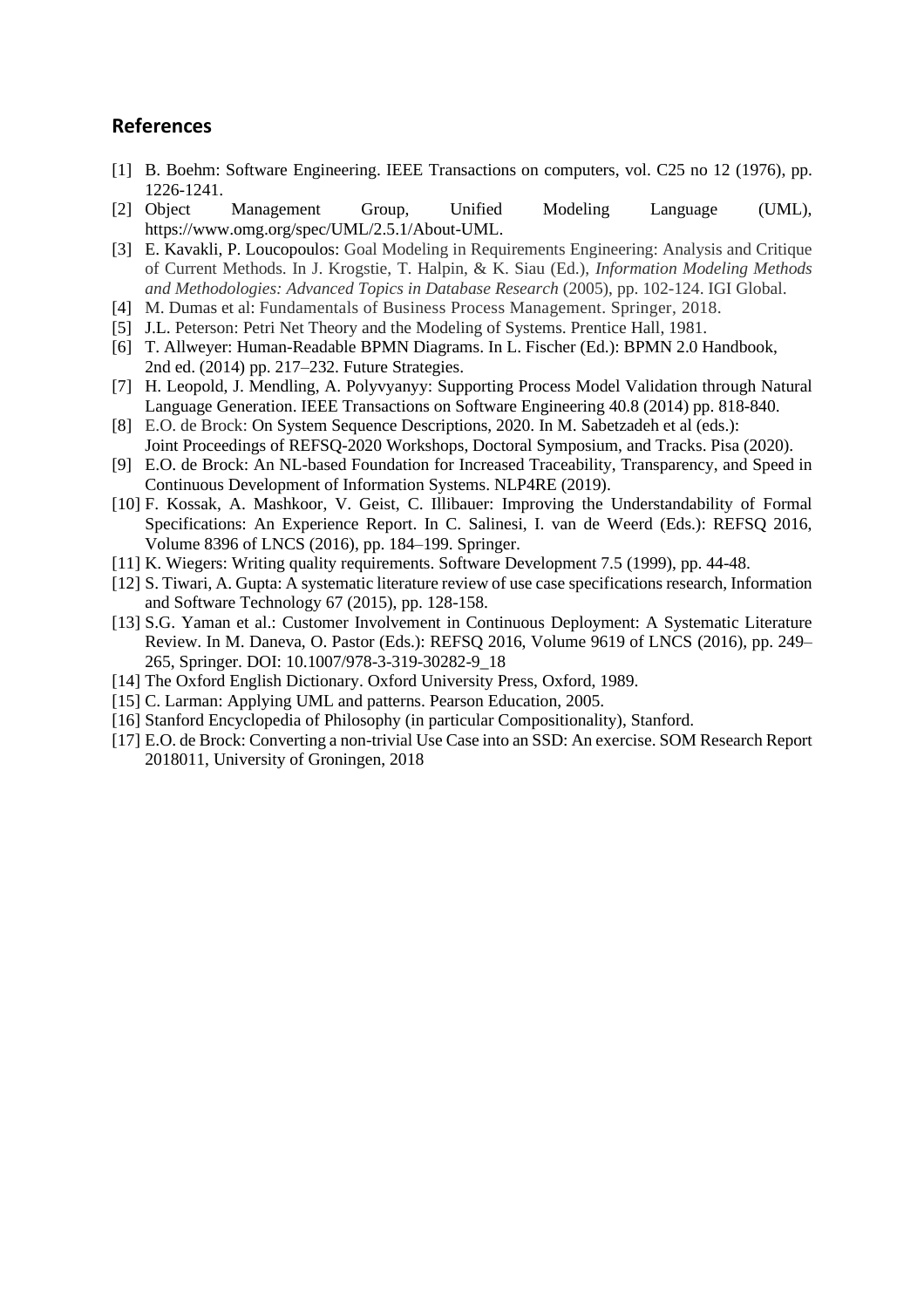## References

[1] B. Boehm: Software Engineering. IEEE Transactions on computers, vol. C25 no 12 (1976), pp. 1226-1241.
[2] Object Management Group, Unified Modeling Language (UML), https://www.omg.org/spec/UML/2.5.1/About-UML.
[3] E. Kavakli, P. Loucopoulos: Goal Modeling in Requirements Engineering: Analysis and Critique of Current Methods. In J. Krogstie, T. Halpin, & K. Siau (Ed.), *Information Modeling Methods and Methodologies: Advanced Topics in Database Research* (2005), pp. 102-124. IGI Global.
[4] M. Dumas et al: Fundamentals of Business Process Management. Springer, 2018.
[5] J.L. Peterson: Petri Net Theory and the Modeling of Systems. Prentice Hall, 1981.
[6] T. Allweyer: Human-Readable BPMN Diagrams. In L. Fischer (Ed.): BPMN 2.0 Handbook, 2nd ed. (2014) pp. 217–232. Future Strategies.
[7] H. Leopold, J. Mendling, A. Polyvyanyy: Supporting Process Model Validation through Natural Language Generation. IEEE Transactions on Software Engineering 40.8 (2014) pp. 818-840.
[8] E.O. de Brock: On System Sequence Descriptions, 2020. In M. Sabetzadeh et al (eds.): Joint Proceedings of REFSQ-2020 Workshops, Doctoral Symposium, and Tracks. Pisa (2020).
[9] E.O. de Brock: An NL-based Foundation for Increased Traceability, Transparency, and Speed in Continuous Development of Information Systems. NLP4RE (2019).
[10] F. Kossak, A. Mashkoor, V. Geist, C. Illibauer: Improving the Understandability of Formal Specifications: An Experience Report. In C. Salinesi, I. van de Weerd (Eds.): REFSQ 2016, Volume 8396 of LNCS (2016), pp. 184–199. Springer.
[11] K. Wiegers: Writing quality requirements. Software Development 7.5 (1999), pp. 44-48.
[12] S. Tiwari, A. Gupta: A systematic literature review of use case specifications research, Information and Software Technology 67 (2015), pp. 128-158.
[13] S.G. Yaman et al.: Customer Involvement in Continuous Deployment: A Systematic Literature Review. In M. Daneva, O. Pastor (Eds.): REFSQ 2016, Volume 9619 of LNCS (2016), pp. 249–265, Springer. DOI: 10.1007/978-3-319-30282-9_18
[14] The Oxford English Dictionary. Oxford University Press, Oxford, 1989.
[15] C. Larman: Applying UML and patterns. Pearson Education, 2005.
[16] Stanford Encyclopedia of Philosophy (in particular Compositionality), Stanford.
[17] E.O. de Brock: Converting a non-trivial Use Case into an SSD: An exercise. SOM Research Report 2018011, University of Groningen, 2018